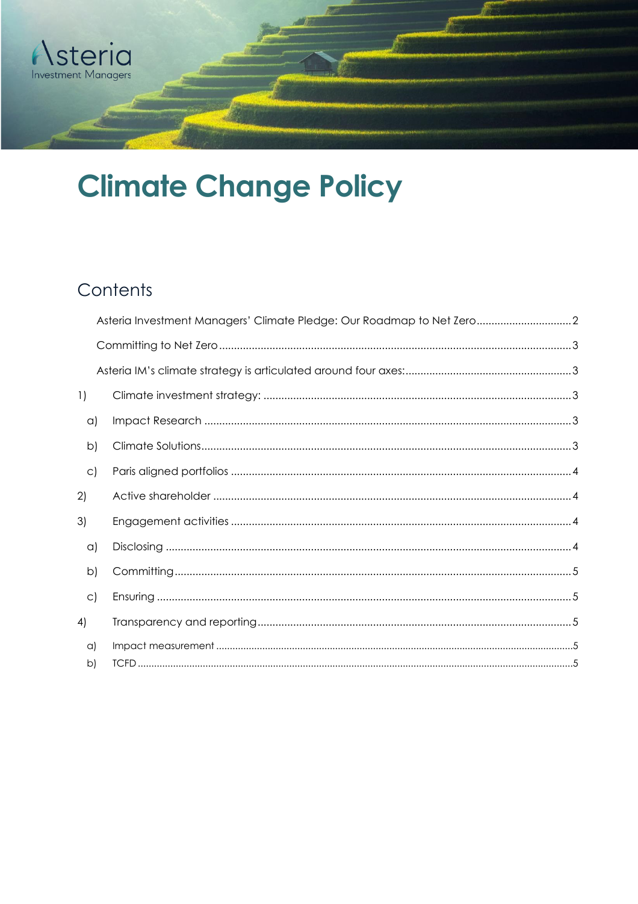Asteria
Investment Managers

# Climate Change Policy

## Contents

Asteria Investment Managers' Climate Pledge: Our Roadmap to Net Zero ........ 2

Committing to Net Zero ........ 3

Asteria IM's climate strategy is articulated around four axes: ........ 3

1) Climate investment strategy: ........ 3
   - a) Impact Research ........ 3
   - b) Climate Solutions ........ 3
   - c) Paris aligned portfolios ........ 4

2) Active shareholder ........ 4

3) Engagement activities ........ 4
   - a) Disclosing ........ 4
   - b) Committing ........ 5
   - c) Ensuring ........ 5

4) Transparency and reporting ........ 5
   - a) Impact measurement ........ 5
   - b) TCFD ........ 5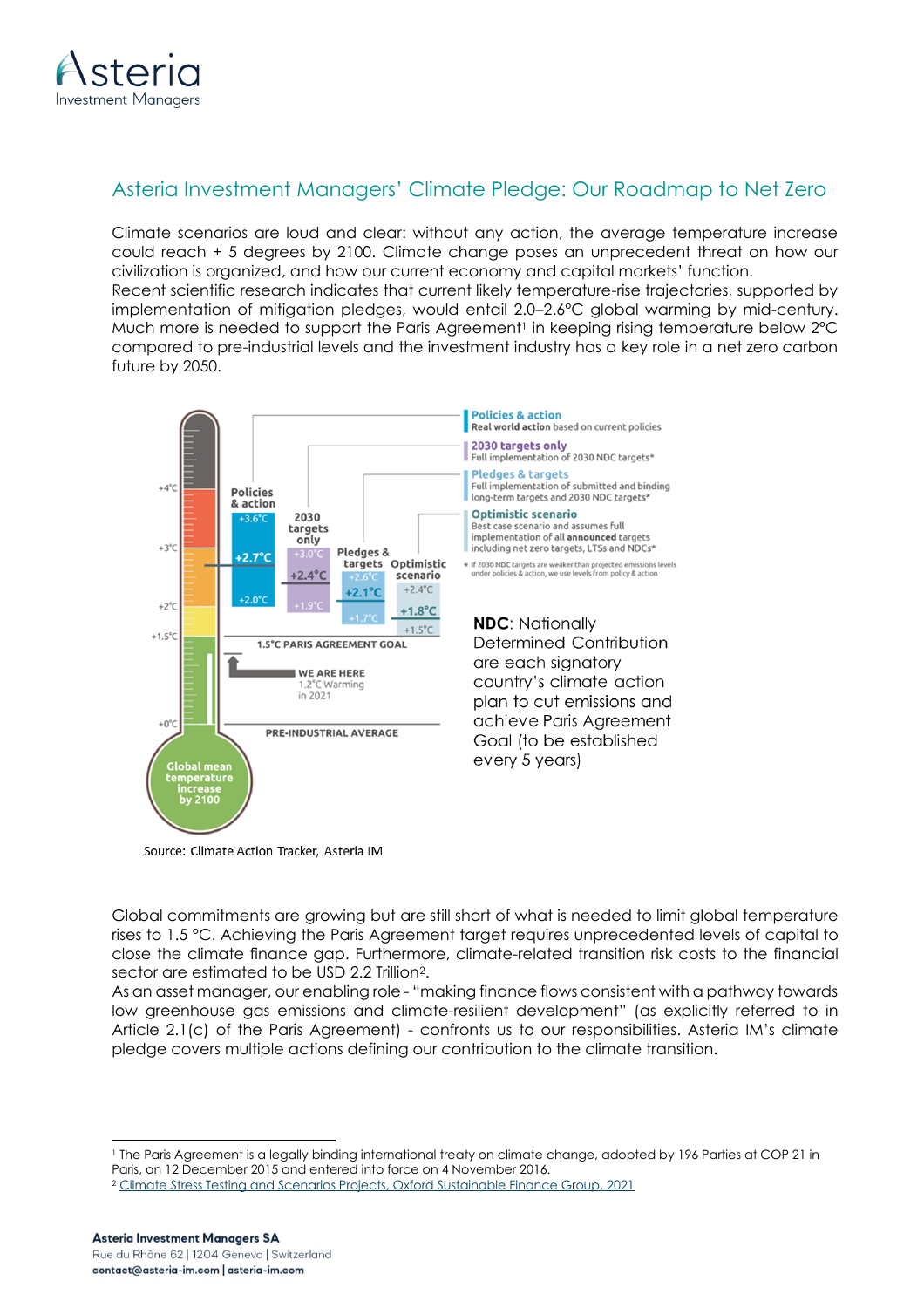## Asteria Investment Managers' Climate Pledge: Our Roadmap to Net Zero

Climate scenarios are loud and clear: without any action, the average temperature increase could reach + 5 degrees by 2100. Climate change poses an unprecedent threat on how our civilization is organized, and how our current economy and capital markets' function.
Recent scientific research indicates that current likely temperature-rise trajectories, supported by implementation of mitigation pledges, would entail 2.0–2.6°C global warming by mid-century. Much more is needed to support the Paris Agreement[1] in keeping rising temperature below 2°C compared to pre-industrial levels and the investment industry has a key role in a net zero carbon future by 2050.

**Policies & action**: Real world action based on current policies — +3.6°C / +2.7°C / +2.0°C

**2030 targets only**: Full implementation of 2030 NDC targets* — +3.0°C / +2.4°C / +1.9°C

**Pledges & targets**: Full implementation of submitted and binding long-term targets and 2030 NDC targets* — +2.6°C / +2.1°C / +1.7°C

**Optimistic scenario**: Best case scenario and assumes full implementation of all announced targets including net zero targets, LTSs and NDCs* — +2.4°C / +1.8°C / +1.5°C

* If 2030 NDC targets are weaker than projected emissions levels under policies & action, we use levels from policy & action

1.5°C PARIS AGREEMENT GOAL

WE ARE HERE: 1.2°C Warming in 2021

PRE-INDUSTRIAL AVERAGE

Global mean temperature increase by 2100

**NDC**: Nationally Determined Contribution are each signatory country's climate action plan to cut emissions and achieve Paris Agreement Goal (to be established every 5 years)

Source: Climate Action Tracker, Asteria IM

Global commitments are growing but are still short of what is needed to limit global temperature rises to 1.5 °C. Achieving the Paris Agreement target requires unprecedented levels of capital to close the climate finance gap. Furthermore, climate-related transition risk costs to the financial sector are estimated to be USD 2.2 Trillion[2].
As an asset manager, our enabling role - "making finance flows consistent with a pathway towards low greenhouse gas emissions and climate-resilient development" (as explicitly referred to in Article 2.1(c) of the Paris Agreement) - confronts us to our responsibilities. Asteria IM's climate pledge covers multiple actions defining our contribution to the climate transition.

---

[1] The Paris Agreement is a legally binding international treaty on climate change, adopted by 196 Parties at COP 21 in Paris, on 12 December 2015 and entered into force on 4 November 2016.

[2] Climate Stress Testing and Scenarios Projects, Oxford Sustainable Finance Group, 2021

**Asteria Investment Managers SA**
Rue du Rhône 62 | 1204 Geneva | Switzerland
contact@asteria-im.com | asteria-im.com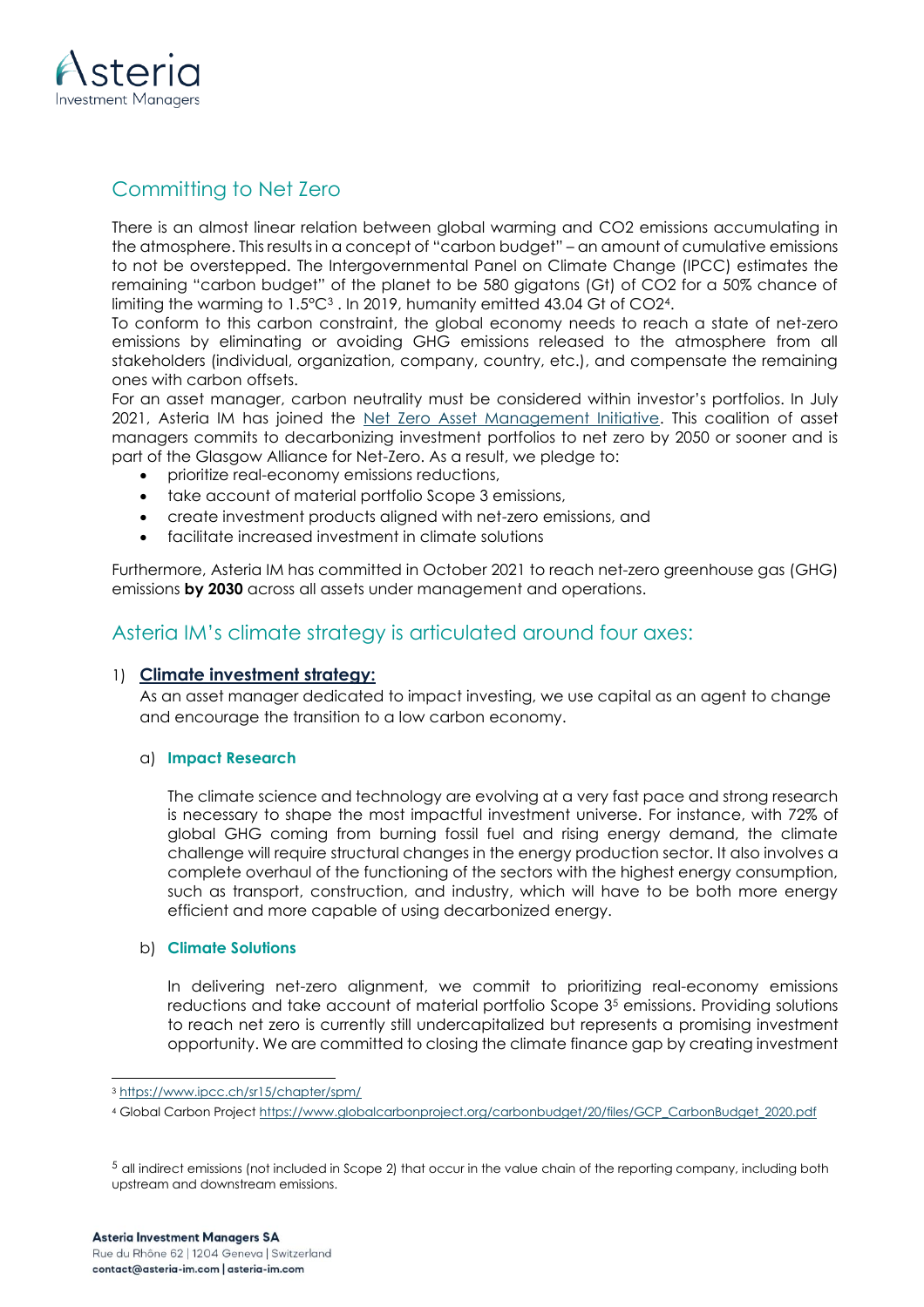## Committing to Net Zero

There is an almost linear relation between global warming and $CO_2$ emissions accumulating in the atmosphere. This results in a concept of "carbon budget" – an amount of cumulative emissions to not be overstepped. The Intergovernmental Panel on Climate Change (IPCC) estimates the remaining "carbon budget" of the planet to be 580 gigatons (Gt) of $CO_2$ for a 50% chance of limiting the warming to 1.5°C[3] . In 2019, humanity emitted 43.04 Gt of $CO_2$[4].

To conform to this carbon constraint, the global economy needs to reach a state of net-zero emissions by eliminating or avoiding GHG emissions released to the atmosphere from all stakeholders (individual, organization, company, country, etc.), and compensate the remaining ones with carbon offsets.

For an asset manager, carbon neutrality must be considered within investor's portfolios. In July 2021, Asteria IM has joined the Net Zero Asset Management Initiative. This coalition of asset managers commits to decarbonizing investment portfolios to net zero by 2050 or sooner and is part of the Glasgow Alliance for Net-Zero. As a result, we pledge to:

- prioritize real-economy emissions reductions,
- take account of material portfolio Scope 3 emissions,
- create investment products aligned with net-zero emissions, and
- facilitate increased investment in climate solutions

Furthermore, Asteria IM has committed in October 2021 to reach net-zero greenhouse gas (GHG) emissions **by 2030** across all assets under management and operations.

## Asteria IM's climate strategy is articulated around four axes:

1) **Climate investment strategy:**

   As an asset manager dedicated to impact investing, we use capital as an agent to change and encourage the transition to a low carbon economy.

   a) **Impact Research**

      The climate science and technology are evolving at a very fast pace and strong research is necessary to shape the most impactful investment universe. For instance, with 72% of global GHG coming from burning fossil fuel and rising energy demand, the climate challenge will require structural changes in the energy production sector. It also involves a complete overhaul of the functioning of the sectors with the highest energy consumption, such as transport, construction, and industry, which will have to be both more energy efficient and more capable of using decarbonized energy.

   b) **Climate Solutions**

      In delivering net-zero alignment, we commit to prioritizing real-economy emissions reductions and take account of material portfolio Scope 3[5] emissions. Providing solutions to reach net zero is currently still undercapitalized but represents a promising investment opportunity. We are committed to closing the climate finance gap by creating investment

---

[3] https://www.ipcc.ch/sr15/chapter/spm/

[4] Global Carbon Project https://www.globalcarbonproject.org/carbonbudget/20/files/GCP_CarbonBudget_2020.pdf

[5] all indirect emissions (not included in Scope 2) that occur in the value chain of the reporting company, including both upstream and downstream emissions.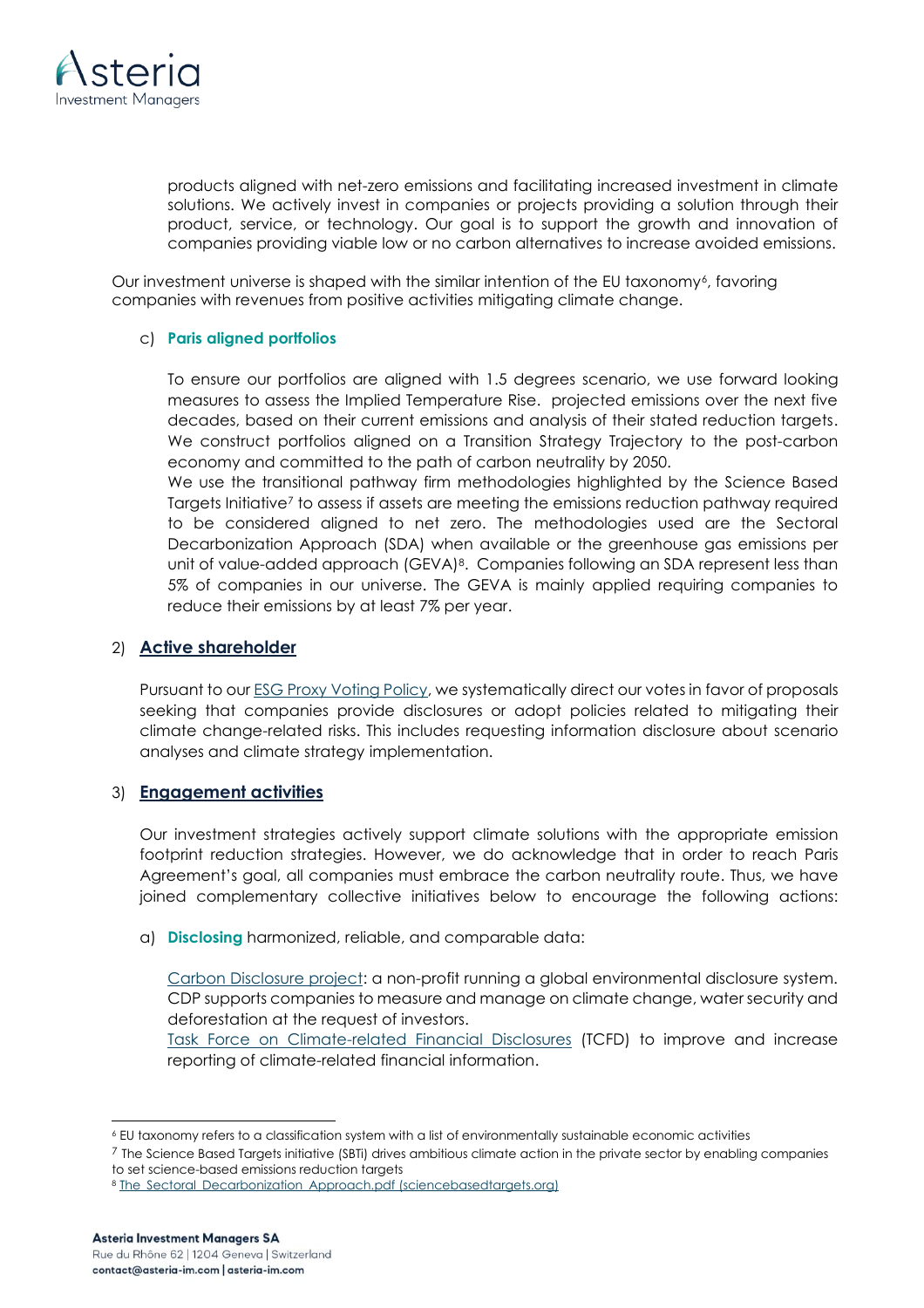products aligned with net-zero emissions and facilitating increased investment in climate solutions. We actively invest in companies or projects providing a solution through their product, service, or technology. Our goal is to support the growth and innovation of companies providing viable low or no carbon alternatives to increase avoided emissions.

Our investment universe is shaped with the similar intention of the EU taxonomy[6], favoring companies with revenues from positive activities mitigating climate change.

c) **Paris aligned portfolios**

To ensure our portfolios are aligned with 1.5 degrees scenario, we use forward looking measures to assess the Implied Temperature Rise.  projected emissions over the next five decades, based on their current emissions and analysis of their stated reduction targets. We construct portfolios aligned on a Transition Strategy Trajectory to the post-carbon economy and committed to the path of carbon neutrality by 2050.
We use the transitional pathway firm methodologies highlighted by the Science Based Targets Initiative[7] to assess if assets are meeting the emissions reduction pathway required to be considered aligned to net zero. The methodologies used are the Sectoral Decarbonization Approach (SDA) when available or the greenhouse gas emissions per unit of value-added approach (GEVA)[8]. Companies following an SDA represent less than 5% of companies in our universe. The GEVA is mainly applied requiring companies to reduce their emissions by at least 7% per year.

## 2) Active shareholder

Pursuant to our ESG Proxy Voting Policy, we systematically direct our votes in favor of proposals seeking that companies provide disclosures or adopt policies related to mitigating their climate change-related risks. This includes requesting information disclosure about scenario analyses and climate strategy implementation.

## 3) Engagement activities

Our investment strategies actively support climate solutions with the appropriate emission footprint reduction strategies. However, we do acknowledge that in order to reach Paris Agreement's goal, all companies must embrace the carbon neutrality route. Thus, we have joined complementary collective initiatives below to encourage the following actions:

a) **Disclosing** harmonized, reliable, and comparable data:

Carbon Disclosure project: a non-profit running a global environmental disclosure system. CDP supports companies to measure and manage on climate change, water security and deforestation at the request of investors.
Task Force on Climate-related Financial Disclosures (TCFD) to improve and increase reporting of climate-related financial information.

---

[6] EU taxonomy refers to a classification system with a list of environmentally sustainable economic activities

[7] The Science Based Targets initiative (SBTi) drives ambitious climate action in the private sector by enabling companies to set science-based emissions reduction targets

[8] The Sectoral Decarbonization Approach.pdf (sciencebasedtargets.org)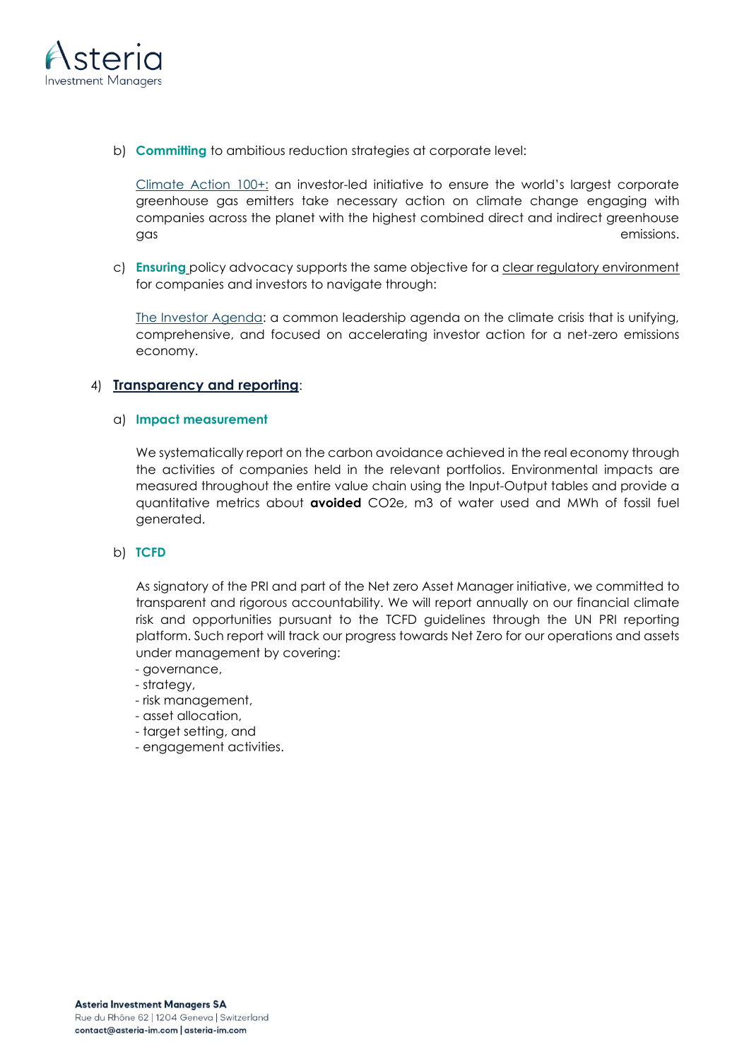b) **Committing** to ambitious reduction strategies at corporate level:

Climate Action 100+: an investor-led initiative to ensure the world's largest corporate greenhouse gas emitters take necessary action on climate change engaging with companies across the planet with the highest combined direct and indirect greenhouse gas emissions.

c) **Ensuring** policy advocacy supports the same objective for a clear regulatory environment for companies and investors to navigate through:

The Investor Agenda: a common leadership agenda on the climate crisis that is unifying, comprehensive, and focused on accelerating investor action for a net-zero emissions economy.

4) **Transparency and reporting**:

a) **Impact measurement**

We systematically report on the carbon avoidance achieved in the real economy through the activities of companies held in the relevant portfolios. Environmental impacts are measured throughout the entire value chain using the Input-Output tables and provide a quantitative metrics about **avoided** $CO_2e$, m3 of water used and MWh of fossil fuel generated.

b) **TCFD**

As signatory of the PRI and part of the Net zero Asset Manager initiative, we committed to transparent and rigorous accountability. We will report annually on our financial climate risk and opportunities pursuant to the TCFD guidelines through the UN PRI reporting platform. Such report will track our progress towards Net Zero for our operations and assets under management by covering:

- governance,
- strategy,
- risk management,
- asset allocation,
- target setting, and
- engagement activities.